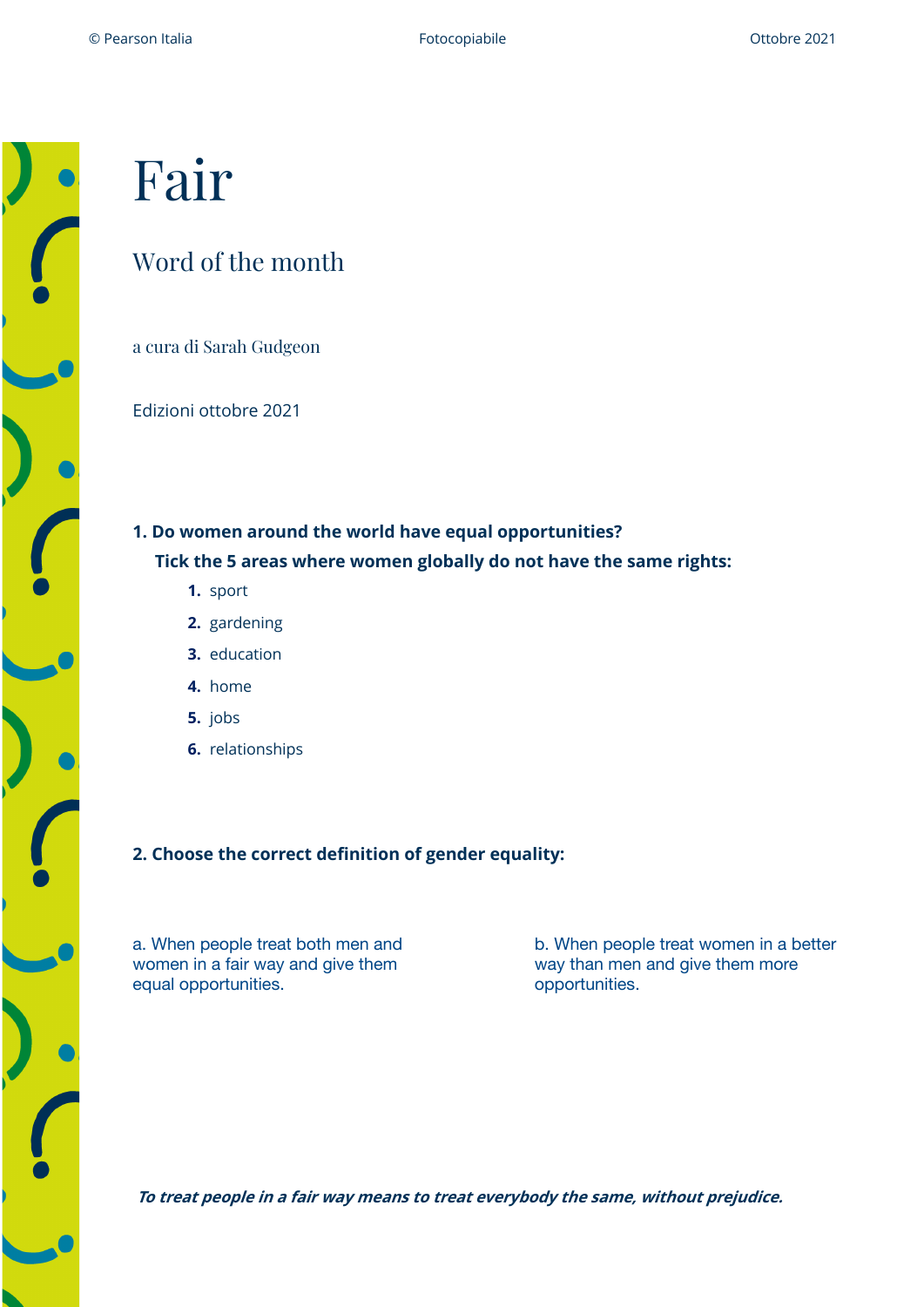# Fair

## Word of the month

a cura di Sarah Gudgeon

Edizioni ottobre 2021

**1. Do women around the world have equal opportunities?**

**Tick the 5 areas where women globally do not have the same rights:**

1. sport
2. gardening
3. education
4. home
5. jobs
6. relationships

**2. Choose the correct definition of gender equality:**

a. When people treat both men and women in a fair way and give them equal opportunities.

b. When people treat women in a better way than men and give them more opportunities.

***To treat people in a fair way means to treat everybody the same, without prejudice.***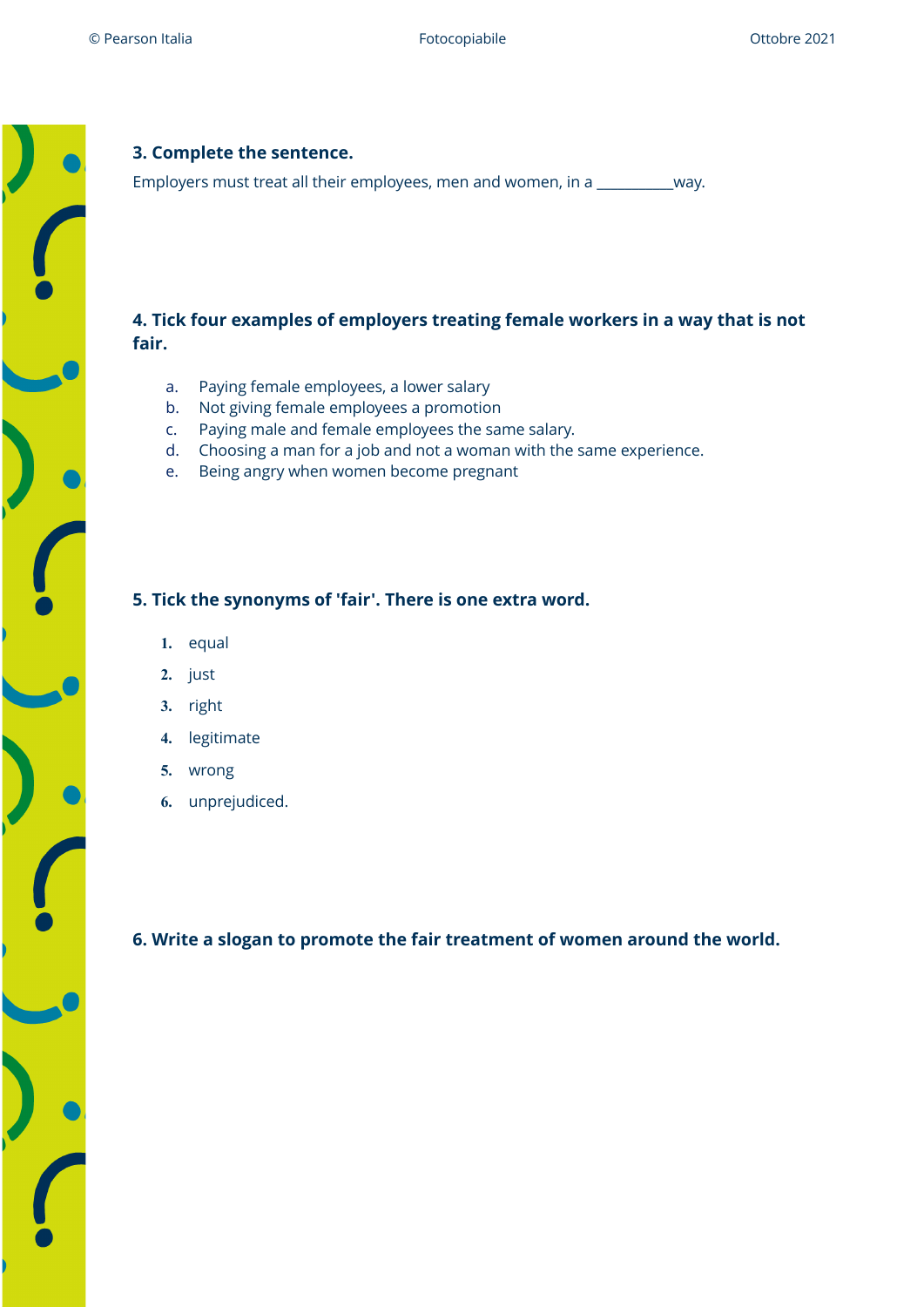**3. Complete the sentence.**

Employers must treat all their employees, men and women, in a __________way.

**4. Tick four examples of employers treating female workers in a way that is not fair.**

a. Paying female employees, a lower salary
b. Not giving female employees a promotion
c. Paying male and female employees the same salary.
d. Choosing a man for a job and not a woman with the same experience.
e. Being angry when women become pregnant

**5. Tick the synonyms of 'fair'. There is one extra word.**

1. equal
2. just
3. right
4. legitimate
5. wrong
6. unprejudiced.

**6. Write a slogan to promote the fair treatment of women around the world.**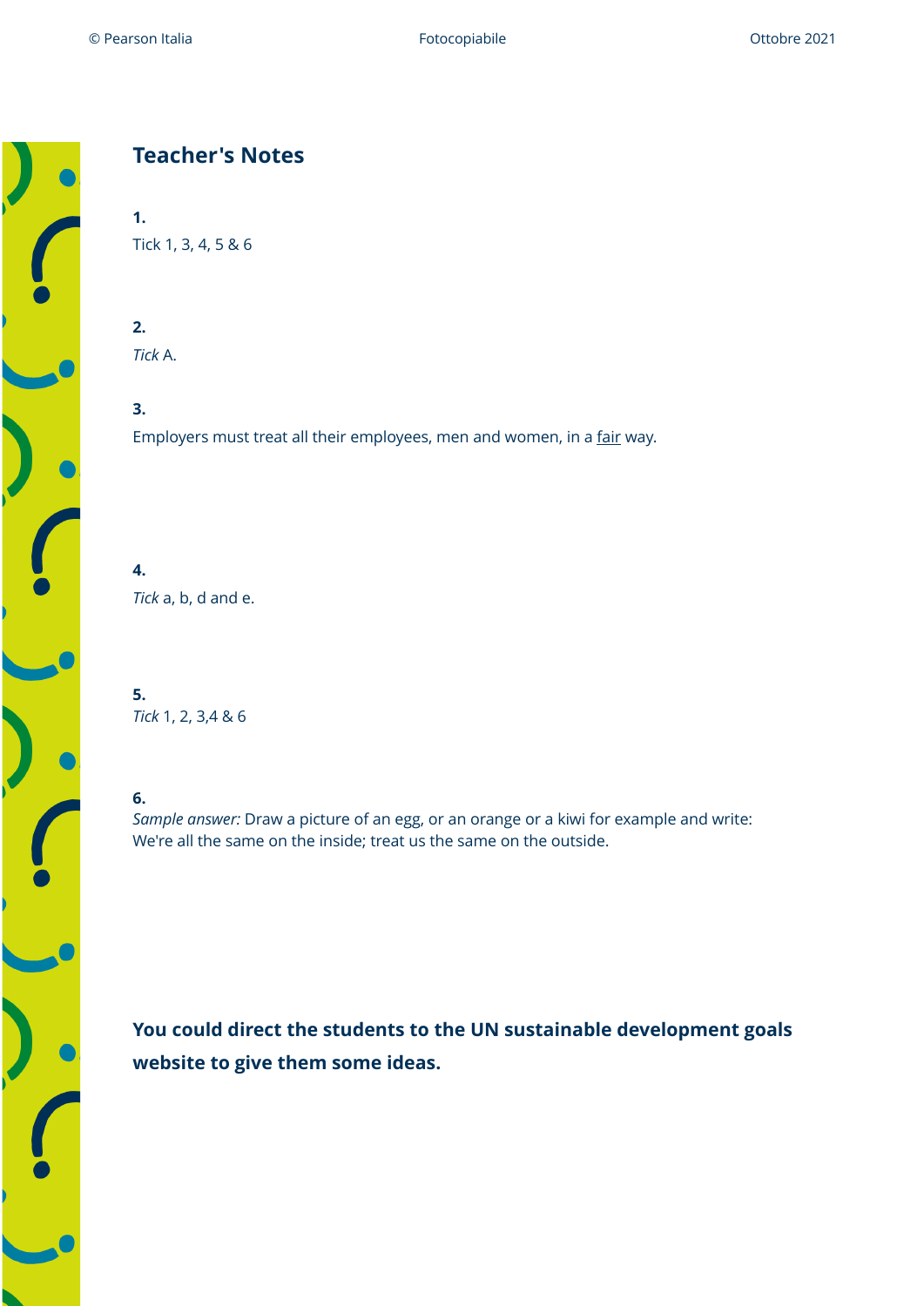## Teacher's Notes

**1.**

Tick 1, 3, 4, 5 & 6

**2.**

*Tick* A.

**3.**

Employers must treat all their employees, men and women, in a <u>fair</u> way.

**4.**

*Tick* a, b, d and e.

**5.**

*Tick* 1, 2, 3,4 & 6

**6.**

*Sample answer:* Draw a picture of an egg, or an orange or a kiwi for example and write: We're all the same on the inside; treat us the same on the outside.

**You could direct the students to the UN sustainable development goals website to give them some ideas.**